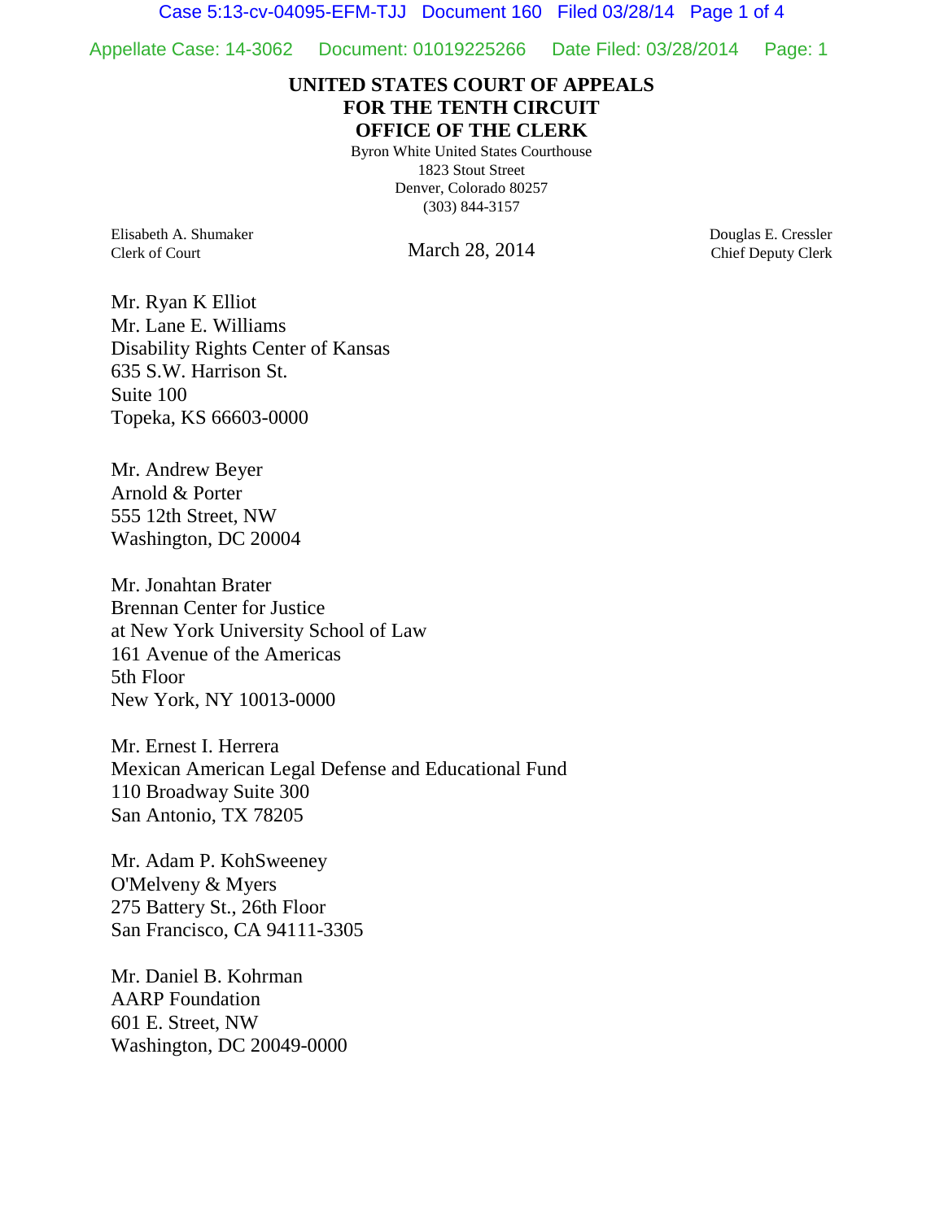**UNITED STATES COURT OF APPEALS**
**FOR THE TENTH CIRCUIT**
**OFFICE OF THE CLERK**

Byron White United States Courthouse
1823 Stout Street
Denver, Colorado 80257
(303) 844-3157

Elisabeth A. Shumaker
Clerk of Court

March 28, 2014

Douglas E. Cressler
Chief Deputy Clerk

Mr. Ryan K Elliot
Mr. Lane E. Williams
Disability Rights Center of Kansas
635 S.W. Harrison St.
Suite 100
Topeka, KS 66603-0000

Mr. Andrew Beyer
Arnold & Porter
555 12th Street, NW
Washington, DC 20004

Mr. Jonahtan Brater
Brennan Center for Justice
at New York University School of Law
161 Avenue of the Americas
5th Floor
New York, NY 10013-0000

Mr. Ernest I. Herrera
Mexican American Legal Defense and Educational Fund
110 Broadway Suite 300
San Antonio, TX 78205

Mr. Adam P. KohSweeney
O'Melveny & Myers
275 Battery St., 26th Floor
San Francisco, CA 94111-3305

Mr. Daniel B. Kohrman
AARP Foundation
601 E. Street, NW
Washington, DC 20049-0000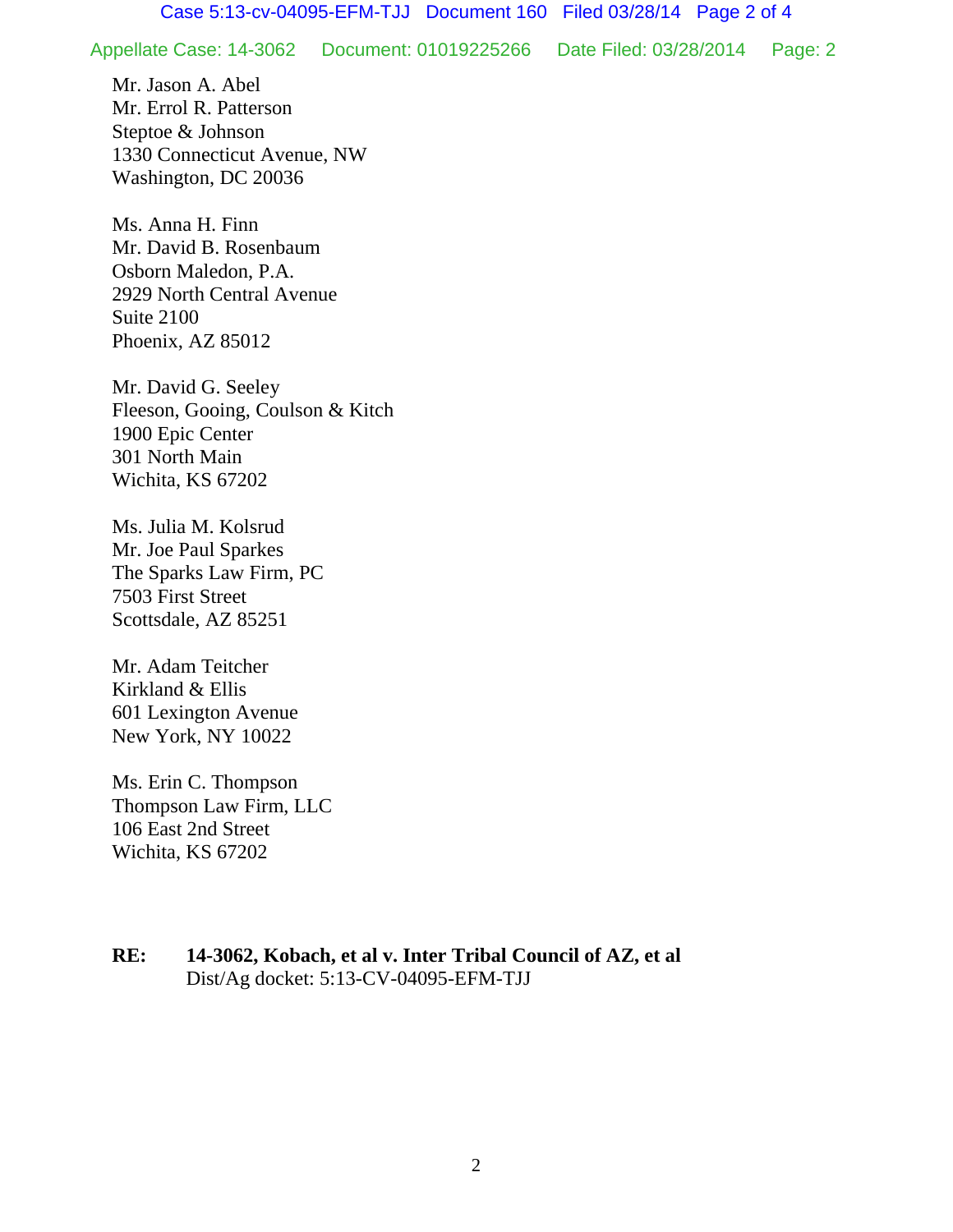Mr. Jason A. Abel
Mr. Errol R. Patterson
Steptoe & Johnson
1330 Connecticut Avenue, NW
Washington, DC 20036

Ms. Anna H. Finn
Mr. David B. Rosenbaum
Osborn Maledon, P.A.
2929 North Central Avenue
Suite 2100
Phoenix, AZ 85012

Mr. David G. Seeley
Fleeson, Gooing, Coulson & Kitch
1900 Epic Center
301 North Main
Wichita, KS 67202

Ms. Julia M. Kolsrud
Mr. Joe Paul Sparkes
The Sparks Law Firm, PC
7503 First Street
Scottsdale, AZ 85251

Mr. Adam Teitcher
Kirkland & Ellis
601 Lexington Avenue
New York, NY 10022

Ms. Erin C. Thompson
Thompson Law Firm, LLC
106 East 2nd Street
Wichita, KS 67202

**RE: 14-3062, Kobach, et al v. Inter Tribal Council of AZ, et al**
Dist/Ag docket: 5:13-CV-04095-EFM-TJJ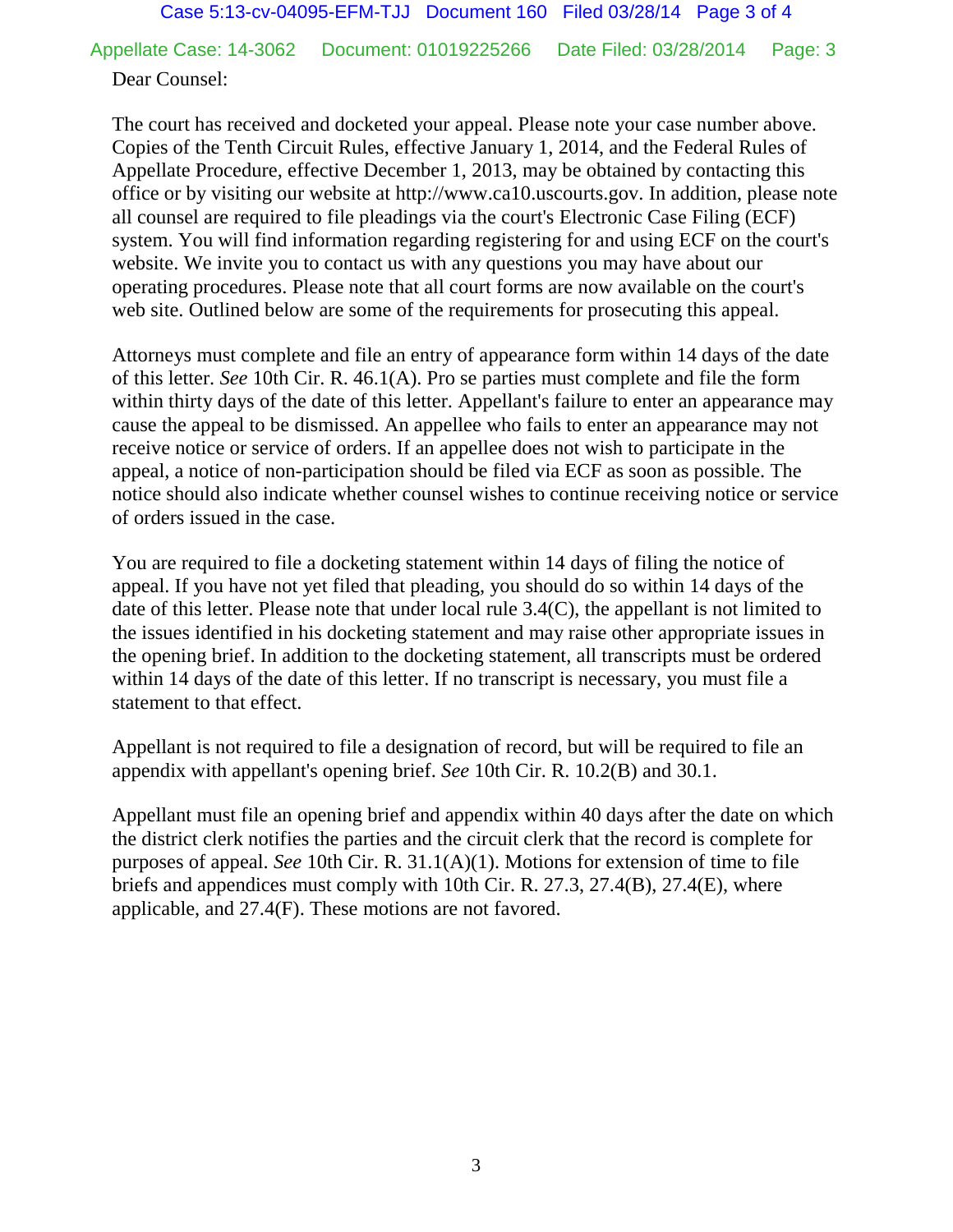Dear Counsel:

The court has received and docketed your appeal. Please note your case number above. Copies of the Tenth Circuit Rules, effective January 1, 2014, and the Federal Rules of Appellate Procedure, effective December 1, 2013, may be obtained by contacting this office or by visiting our website at http://www.ca10.uscourts.gov. In addition, please note all counsel are required to file pleadings via the court's Electronic Case Filing (ECF) system. You will find information regarding registering for and using ECF on the court's website. We invite you to contact us with any questions you may have about our operating procedures. Please note that all court forms are now available on the court's web site. Outlined below are some of the requirements for prosecuting this appeal.

Attorneys must complete and file an entry of appearance form within 14 days of the date of this letter. *See* 10th Cir. R. 46.1(A). Pro se parties must complete and file the form within thirty days of the date of this letter. Appellant's failure to enter an appearance may cause the appeal to be dismissed. An appellee who fails to enter an appearance may not receive notice or service of orders. If an appellee does not wish to participate in the appeal, a notice of non-participation should be filed via ECF as soon as possible. The notice should also indicate whether counsel wishes to continue receiving notice or service of orders issued in the case.

You are required to file a docketing statement within 14 days of filing the notice of appeal. If you have not yet filed that pleading, you should do so within 14 days of the date of this letter. Please note that under local rule 3.4(C), the appellant is not limited to the issues identified in his docketing statement and may raise other appropriate issues in the opening brief. In addition to the docketing statement, all transcripts must be ordered within 14 days of the date of this letter. If no transcript is necessary, you must file a statement to that effect.

Appellant is not required to file a designation of record, but will be required to file an appendix with appellant's opening brief. *See* 10th Cir. R. 10.2(B) and 30.1.

Appellant must file an opening brief and appendix within 40 days after the date on which the district clerk notifies the parties and the circuit clerk that the record is complete for purposes of appeal. *See* 10th Cir. R. 31.1(A)(1). Motions for extension of time to file briefs and appendices must comply with 10th Cir. R. 27.3, 27.4(B), 27.4(E), where applicable, and 27.4(F). These motions are not favored.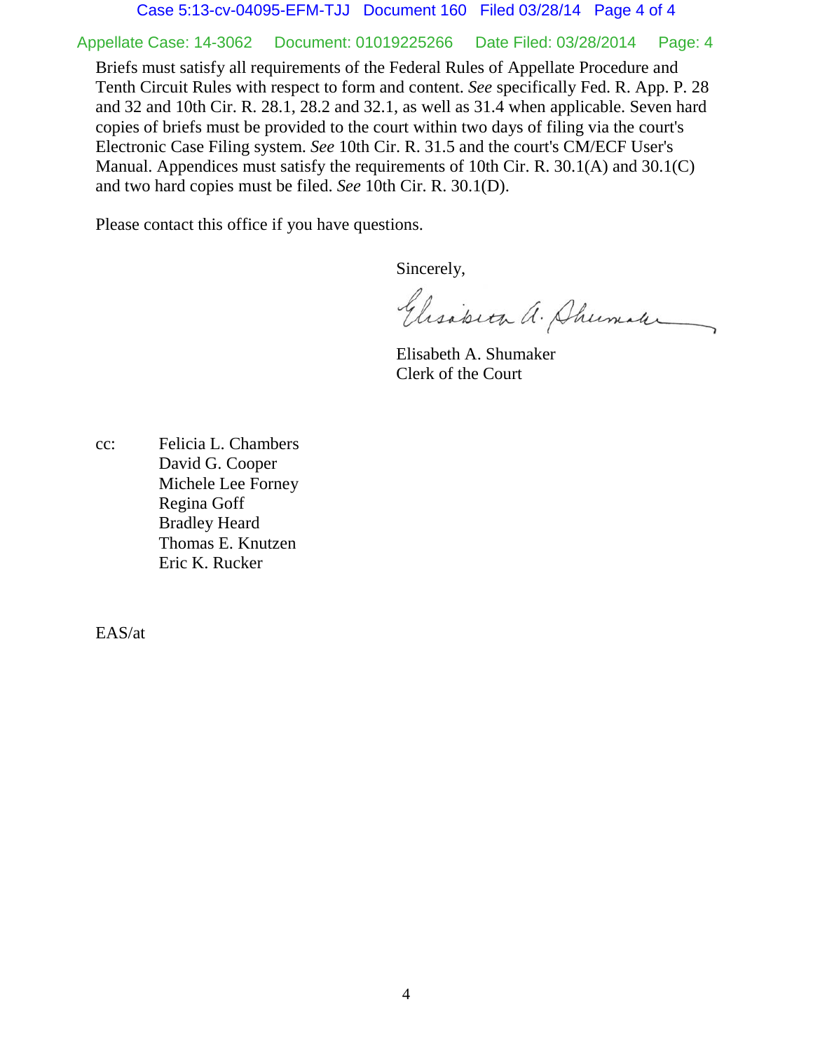Briefs must satisfy all requirements of the Federal Rules of Appellate Procedure and Tenth Circuit Rules with respect to form and content. *See* specifically Fed. R. App. P. 28 and 32 and 10th Cir. R. 28.1, 28.2 and 32.1, as well as 31.4 when applicable. Seven hard copies of briefs must be provided to the court within two days of filing via the court's Electronic Case Filing system. *See* 10th Cir. R. 31.5 and the court's CM/ECF User's Manual. Appendices must satisfy the requirements of 10th Cir. R. 30.1(A) and 30.1(C) and two hard copies must be filed. *See* 10th Cir. R. 30.1(D).

Please contact this office if you have questions.

Sincerely,

Elisabeth A. Shumaker
Clerk of the Court

cc: Felicia L. Chambers
David G. Cooper
Michele Lee Forney
Regina Goff
Bradley Heard
Thomas E. Knutzen
Eric K. Rucker

EAS/at